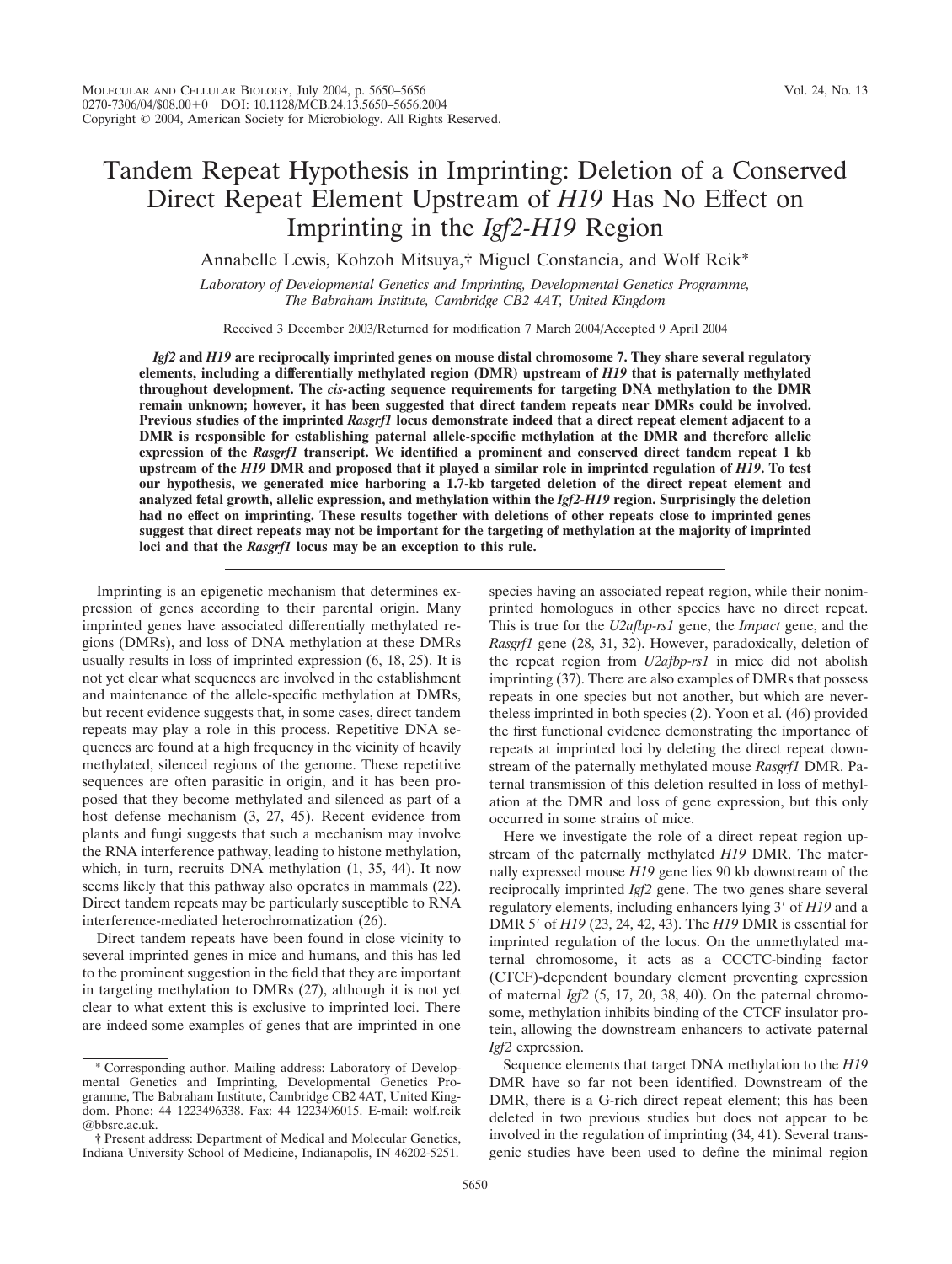# Tandem Repeat Hypothesis in Imprinting: Deletion of a Conserved Direct Repeat Element Upstream of *H19* Has No Effect on Imprinting in the *Igf2-H19* Region

Annabelle Lewis, Kohzoh Mitsuya,† Miguel Constancia, and Wolf Reik*

*Laboratory of Developmental Genetics and Imprinting, Developmental Genetics Programme, The Babraham Institute, Cambridge CB2 4AT, United Kingdom*

Received 3 December 2003/Returned for modification 7 March 2004/Accepted 9 April 2004

***Igf2* and *H19* are reciprocally imprinted genes on mouse distal chromosome 7. They share several regulatory elements, including a differentially methylated region (DMR) upstream of *H19* that is paternally methylated throughout development. The *cis*-acting sequence requirements for targeting DNA methylation to the DMR remain unknown; however, it has been suggested that direct tandem repeats near DMRs could be involved. Previous studies of the imprinted *Rasgrf1* locus demonstrate indeed that a direct repeat element adjacent to a DMR is responsible for establishing paternal allele-specific methylation at the DMR and therefore allelic expression of the *Rasgrf1* transcript. We identified a prominent and conserved direct tandem repeat 1 kb upstream of the *H19* DMR and proposed that it played a similar role in imprinted regulation of *H19*. To test our hypothesis, we generated mice harboring a 1.7-kb targeted deletion of the direct repeat element and analyzed fetal growth, allelic expression, and methylation within the *Igf2-H19* region. Surprisingly the deletion had no effect on imprinting. These results together with deletions of other repeats close to imprinted genes suggest that direct repeats may not be important for the targeting of methylation at the majority of imprinted loci and that the *Rasgrf1* locus may be an exception to this rule.**

Imprinting is an epigenetic mechanism that determines expression of genes according to their parental origin. Many imprinted genes have associated differentially methylated regions (DMRs), and loss of DNA methylation at these DMRs usually results in loss of imprinted expression (6, 18, 25). It is not yet clear what sequences are involved in the establishment and maintenance of the allele-specific methylation at DMRs, but recent evidence suggests that, in some cases, direct tandem repeats may play a role in this process. Repetitive DNA sequences are found at a high frequency in the vicinity of heavily methylated, silenced regions of the genome. These repetitive sequences are often parasitic in origin, and it has been proposed that they become methylated and silenced as part of a host defense mechanism (3, 27, 45). Recent evidence from plants and fungi suggests that such a mechanism may involve the RNA interference pathway, leading to histone methylation, which, in turn, recruits DNA methylation (1, 35, 44). It now seems likely that this pathway also operates in mammals (22). Direct tandem repeats may be particularly susceptible to RNA interference-mediated heterochromatization (26).

Direct tandem repeats have been found in close vicinity to several imprinted genes in mice and humans, and this has led to the prominent suggestion in the field that they are important in targeting methylation to DMRs (27), although it is not yet clear to what extent this is exclusive to imprinted loci. There are indeed some examples of genes that are imprinted in one species having an associated repeat region, while their nonimprinted homologues in other species have no direct repeat. This is true for the *U2afbp-rs1* gene, the *Impact* gene, and the *Rasgrf1* gene (28, 31, 32). However, paradoxically, deletion of the repeat region from *U2afbp-rs1* in mice did not abolish imprinting (37). There are also examples of DMRs that possess repeats in one species but not another, but which are nevertheless imprinted in both species (2). Yoon et al. (46) provided the first functional evidence demonstrating the importance of repeats at imprinted loci by deleting the direct repeat downstream of the paternally methylated mouse *Rasgrf1* DMR. Paternal transmission of this deletion resulted in loss of methylation at the DMR and loss of gene expression, but this only occurred in some strains of mice.

Here we investigate the role of a direct repeat region upstream of the paternally methylated *H19* DMR. The maternally expressed mouse *H19* gene lies 90 kb downstream of the reciprocally imprinted *Igf2* gene. The two genes share several regulatory elements, including enhancers lying 3′ of *H19* and a DMR 5′ of *H19* (23, 24, 42, 43). The *H19* DMR is essential for imprinted regulation of the locus. On the unmethylated maternal chromosome, it acts as a CCCTC-binding factor (CTCF)-dependent boundary element preventing expression of maternal *Igf2* (5, 17, 20, 38, 40). On the paternal chromosome, methylation inhibits binding of the CTCF insulator protein, allowing the downstream enhancers to activate paternal *Igf2* expression.

Sequence elements that target DNA methylation to the *H19* DMR have so far not been identified. Downstream of the DMR, there is a G-rich direct repeat element; this has been deleted in two previous studies but does not appear to be involved in the regulation of imprinting (34, 41). Several transgenic studies have been used to define the minimal region

\* Corresponding author. Mailing address: Laboratory of Developmental Genetics and Imprinting, Developmental Genetics Programme, The Babraham Institute, Cambridge CB2 4AT, United Kingdom. Phone: 44 1223496338. Fax: 44 1223496015. E-mail: wolf.reik@bbsrc.ac.uk.

† Present address: Department of Medical and Molecular Genetics, Indiana University School of Medicine, Indianapolis, IN 46202-5251.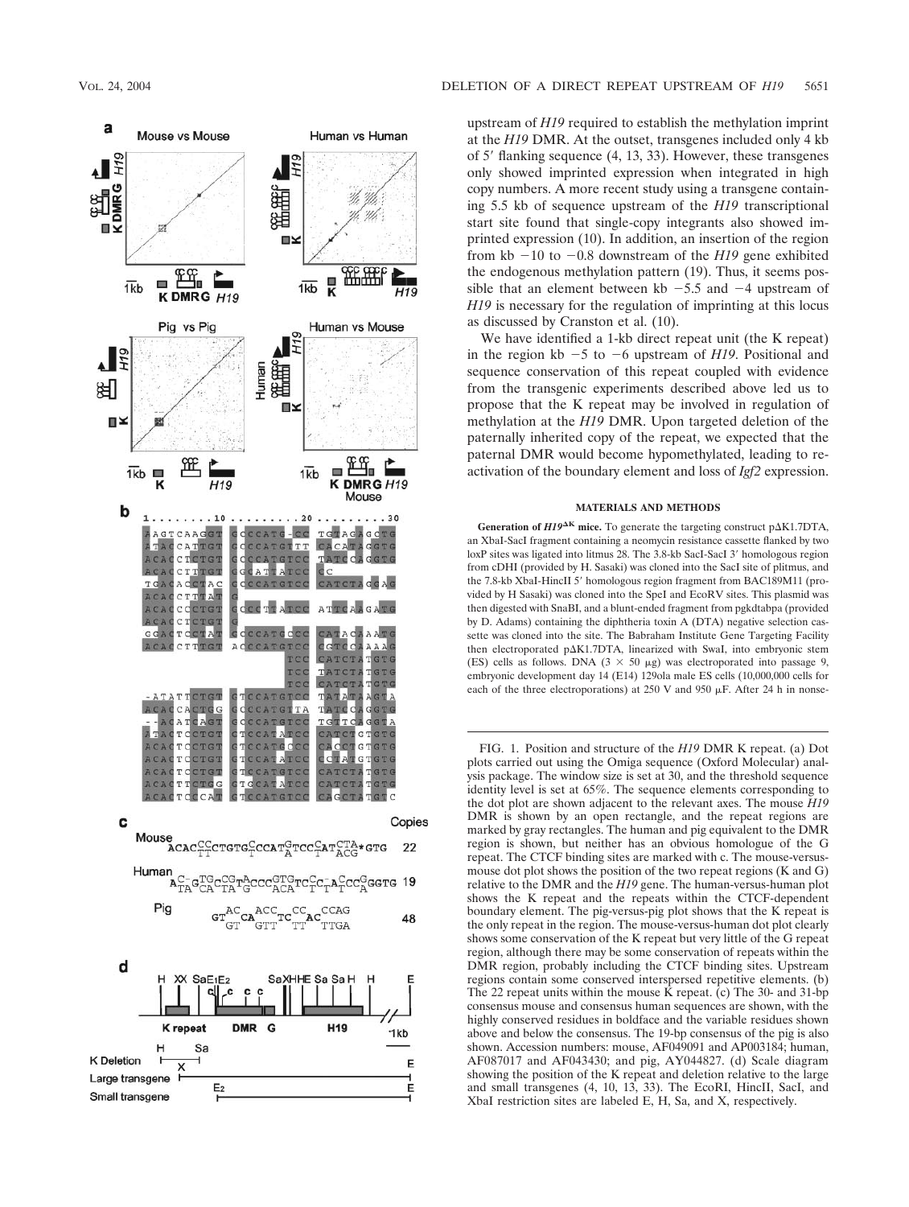upstream of *H19* required to establish the methylation imprint at the *H19* DMR. At the outset, transgenes included only 4 kb of 5′ flanking sequence (4, 13, 33). However, these transgenes only showed imprinted expression when integrated in high copy numbers. A more recent study using a transgene containing 5.5 kb of sequence upstream of the *H19* transcriptional start site found that single-copy integrants also showed imprinted expression (10). In addition, an insertion of the region from kb −10 to −0.8 downstream of the *H19* gene exhibited the endogenous methylation pattern (19). Thus, it seems possible that an element between kb −5.5 and −4 upstream of *H19* is necessary for the regulation of imprinting at this locus as discussed by Cranston et al. (10).

We have identified a 1-kb direct repeat unit (the K repeat) in the region kb −5 to −6 upstream of *H19*. Positional and sequence conservation of this repeat coupled with evidence from the transgenic experiments described above led us to propose that the K repeat may be involved in regulation of methylation at the *H19* DMR. Upon targeted deletion of the paternally inherited copy of the repeat, we expected that the paternal DMR would become hypomethylated, leading to reactivation of the boundary element and loss of *Igf2* expression.

## MATERIALS AND METHODS

**Generation of $H19^{\Delta K}$ mice.** To generate the targeting construct pΔK1.7DTA, an XbaI-SacI fragment containing a neomycin resistance cassette flanked by two loxP sites was ligated into litmus 28. The 3.8-kb SacI-SacI 3′ homologous region from cDHI (provided by H. Sasaki) was cloned into the SacI site of plitmus, and the 7.8-kb XbaI-HincII 5′ homologous region fragment from BAC189M11 (provided by H Sasaki) was cloned into the SpeI and EcoRV sites. This plasmid was then digested with SnaBI, and a blunt-ended fragment from pgkdtabpa (provided by D. Adams) containing the diphtheria toxin A (DTA) negative selection cassette was cloned into the site. The Babraham Institute Gene Targeting Facility then electroporated pΔK1.7DTA, linearized with SwaI, into embryonic stem (ES) cells as follows. DNA (3 × 50 μg) was electroporated into passage 9, embryonic development day 14 (E14) 129ola male ES cells (10,000,000 cells for each of the three electroporations) at 250 V and 950 μF. After 24 h in nonse-

FIG. 1. Position and structure of the *H19* DMR K repeat. (a) Dot plots carried out using the Omiga sequence (Oxford Molecular) analysis package. The window size is set at 30, and the threshold sequence identity level is set at 65%. The sequence elements corresponding to the dot plot are shown adjacent to the relevant axes. The mouse *H19* DMR is shown by an open rectangle, and the repeat regions are marked by gray rectangles. The human and pig equivalent to the DMR region is shown, but neither has an obvious homologue of the G repeat. The CTCF binding sites are marked with c. The mouse-versus-mouse dot plot shows the position of the two repeat regions (K and G) relative to the DMR and the *H19* gene. The human-versus-human plot shows the K repeat and the repeats within the CTCF-dependent boundary element. The pig-versus-pig plot shows that the K repeat is the only repeat in the region. The mouse-versus-human dot plot clearly shows some conservation of the K repeat but very little of the G repeat region, although there may be some conservation of repeats within the DMR region, probably including the CTCF binding sites. Upstream regions contain some conserved interspersed repetitive elements. (b) The 22 repeat units within the mouse K repeat. (c) The 30- and 31-bp consensus mouse and consensus human sequences are shown, with the highly conserved residues in boldface and the variable residues shown above and below the consensus. The 19-bp consensus of the pig is also shown. Accession numbers: mouse, AF049091 and AP003184; human, AF087017 and AF043430; and pig, AY044827. (d) Scale diagram showing the position of the K repeat and deletion relative to the large and small transgenes (4, 10, 13, 33). The EcoRI, HincII, SacI, and XbaI restriction sites are labeled E, H, Sa, and X, respectively.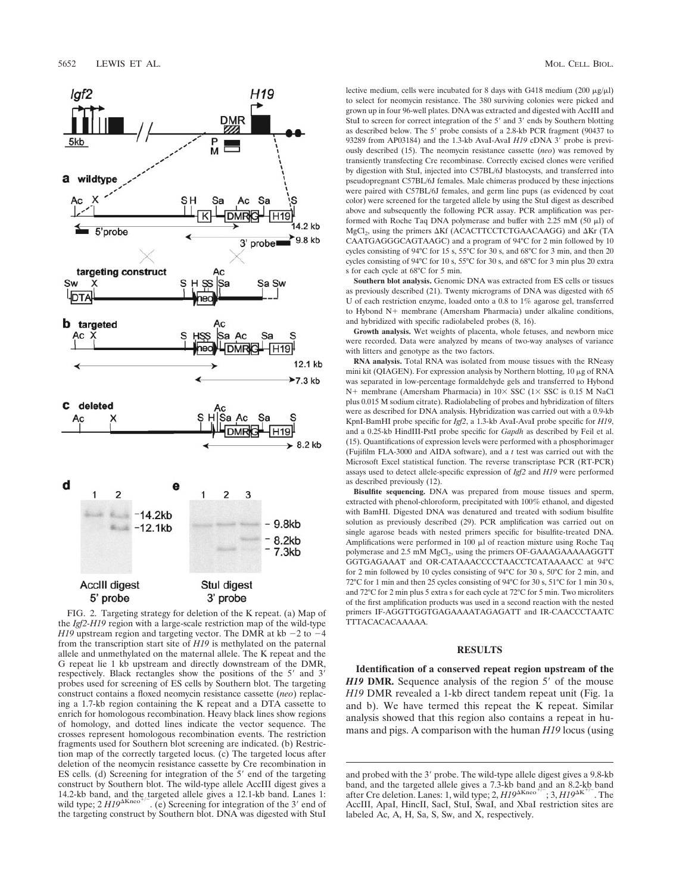lective medium, cells were incubated for 8 days with G418 medium (200 μg/μl) to select for neomycin resistance. The 380 surviving colonies were picked and grown up in four 96-well plates. DNA was extracted and digested with AccIII and StuI to screen for correct integration of the 5′ and 3′ ends by Southern blotting as described below. The 5′ probe consists of a 2.8-kb PCR fragment (90437 to 93289 from AP03184) and the 1.3-kb AvaI-AvaI *H19* cDNA 3′ probe is previously described (15). The neomycin resistance cassette (*neo*) was removed by transiently transfecting Cre recombinase. Correctly excised clones were verified by digestion with StuI, injected into C57BL/6J blastocysts, and transferred into pseudopregnant C57BL/6J females. Male chimeras produced by these injections were paired with C57BL/6J females, and germ line pups (as evidenced by coat color) were screened for the targeted allele by using the StuI digest as described above and subsequently the following PCR assay. PCR amplification was performed with Roche Taq DNA polymerase and buffer with 2.25 mM (50 μl) of $MgCl_2$, using the primers ΔKf (ACACTTCCTCTGAACAAGG) and ΔKr (TACAATGAGGGCAGTAAGC) and a program of 94°C for 2 min followed by 10 cycles consisting of 94°C for 15 s, 55°C for 30 s, and 68°C for 3 min, and then 20 cycles consisting of 94°C for 10 s, 55°C for 30 s, and 68°C for 3 min plus 20 extra s for each cycle at 68°C for 5 min.

**Southern blot analysis.** Genomic DNA was extracted from ES cells or tissues as previously described (21). Twenty micrograms of DNA was digested with 65 U of each restriction enzyme, loaded onto a 0.8 to 1% agarose gel, transferred to Hybond N+ membrane (Amersham Pharmacia) under alkaline conditions, and hybridized with specific radiolabeled probes (8, 16).

**Growth analysis.** Wet weights of placenta, whole fetuses, and newborn mice were recorded. Data were analyzed by means of two-way analyses of variance with litters and genotype as the two factors.

**RNA analysis.** Total RNA was isolated from mouse tissues with the RNeasy mini kit (QIAGEN). For expression analysis by Northern blotting, 10 μg of RNA was separated in low-percentage formaldehyde gels and transferred to Hybond N+ membrane (Amersham Pharmacia) in 10× SSC (1× SSC is 0.15 M NaCl plus 0.015 M sodium citrate). Radiolabeling of probes and hybridization of filters were as described for DNA analysis. Hybridization was carried out with a 0.9-kb KpnI-BamHI probe specific for *Igf2*, a 1.3-kb AvaI-AvaI probe specific for *H19*, and a 0.25-kb HindIII-PstI probe specific for *Gapdh* as described by Feil et al. (15). Quantifications of expression levels were performed with a phosphorimager (Fujifilm FLA-3000 and AIDA software), and a *t* test was carried out with the Microsoft Excel statistical function. The reverse transcriptase PCR (RT-PCR) assays used to detect allele-specific expression of *Igf2* and *H19* were performed as described previously (12).

**Bisulfite sequencing.** DNA was prepared from mouse tissues and sperm, extracted with phenol-chloroform, precipitated with 100% ethanol, and digested with BamHI. Digested DNA was denatured and treated with sodium bisulfite solution as previously described (29). PCR amplification was carried out on single agarose beads with nested primers specific for bisulfite-treated DNA. Amplifications were performed in 100 μl of reaction mixture using Roche Taq polymerase and 2.5 mM $MgCl_2$, using the primers OF-GAAAGAAAAAGGTTGGTGAGAAAT and OR-CATAAACCCCTAACCTCATAAAACC at 94°C for 2 min followed by 10 cycles consisting of 94°C for 30 s, 50°C for 2 min, and 72°C for 1 min and then 25 cycles consisting of 94°C for 30 s, 51°C for 1 min 30 s, and 72°C for 2 min plus 5 extra s for each cycle at 72°C for 5 min. Two microliters of the first amplification products was used in a second reaction with the nested primers IF-AGGTTGGTGAGAAAATAGAGATT and IR-CAACCCTAATCTTTACACACAAAAA.

## RESULTS

**Identification of a conserved repeat region upstream of the *H19* DMR.** Sequence analysis of the region 5′ of the mouse *H19* DMR revealed a 1-kb direct tandem repeat unit (Fig. 1a and b). We have termed this repeat the K repeat. Similar analysis showed that this region also contains a repeat in humans and pigs. A comparison with the human *H19* locus (using

FIG. 2. Targeting strategy for deletion of the K repeat. (a) Map of the *Igf2-H19* region with a large-scale restriction map of the wild-type *H19* upstream region and targeting vector. The DMR at kb −2 to −4 from the transcription start site of *H19* is methylated on the paternal allele and unmethylated on the maternal allele. The K repeat and the G repeat lie 1 kb upstream and directly downstream of the DMR, respectively. Black rectangles show the positions of the 5′ and 3′ probes used for screening of ES cells by Southern blot. The targeting construct contains a floxed neomycin resistance cassette (*neo*) replacing a 1.7-kb region containing the K repeat and a DTA cassette to enrich for homologous recombination. Heavy black lines show regions of homology, and dotted lines indicate the vector sequence. The crosses represent homologous recombination events. The restriction fragments used for Southern blot screening are indicated. (b) Restriction map of the correctly targeted locus. (c) The targeted locus after deletion of the neomycin resistance cassette by Cre recombination in ES cells. (d) Screening for integration of the 5′ end of the targeting construct by Southern blot. The wild-type allele AccIII digest gives a 14.2-kb band, and the targeted allele gives a 12.1-kb band. Lanes 1: wild type; 2 $H19^{\Delta Kneo+/-}$. (e) Screening for integration of the 3′ end of the targeting construct by Southern blot. DNA was digested with StuI and probed with the 3′ probe. The wild-type allele digest gives a 9.8-kb band, and the targeted allele gives a 7.3-kb band and an 8.2-kb band after Cre deletion. Lanes: 1, wild type; 2, $H19^{\Delta Kneo+/-}$; 3, $H19^{\Delta K+/-}$. The AccIII, ApaI, HincII, SacI, StuI, SwaI, and XbaI restriction sites are labeled Ac, A, H, Sa, S, Sw, and X, respectively.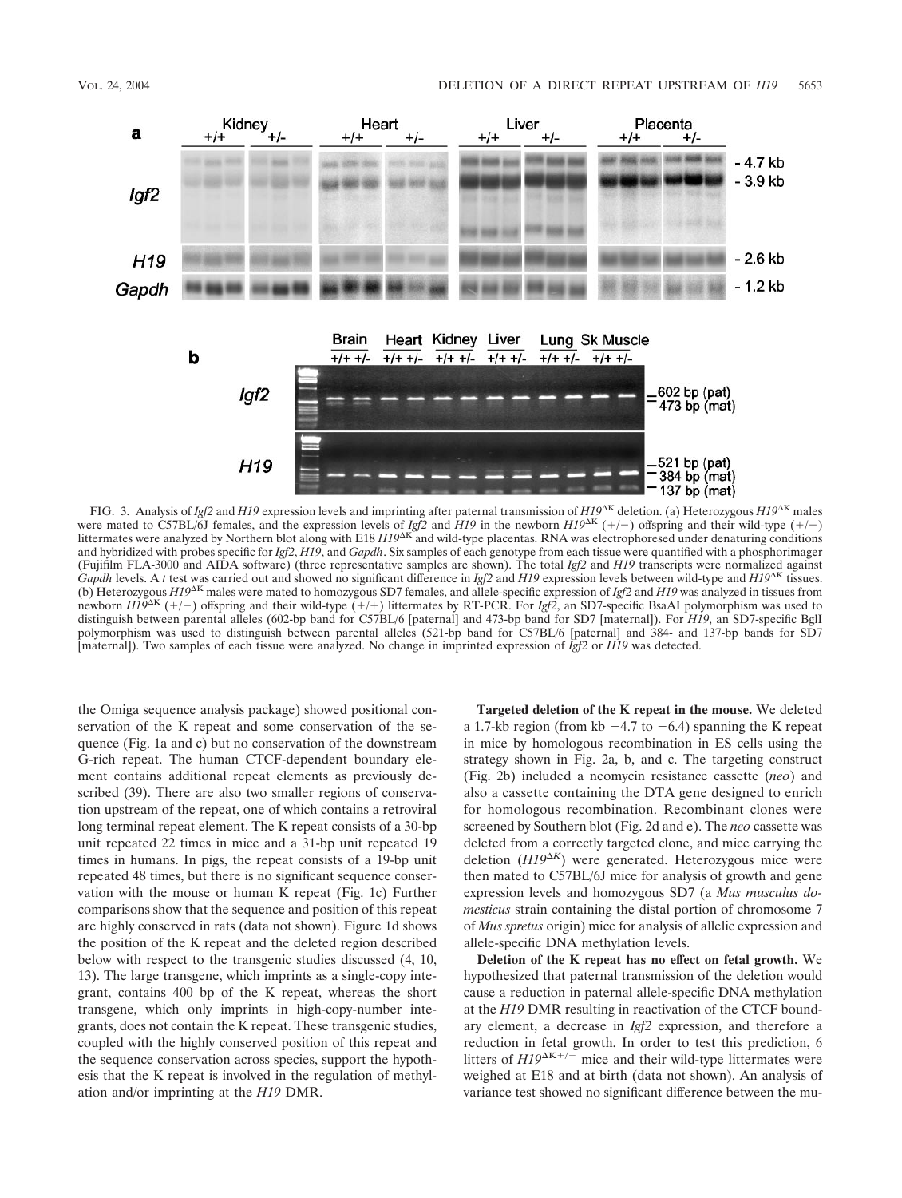FIG. 3. Analysis of *Igf2* and *H19* expression levels and imprinting after paternal transmission of $H19^{\Delta K}$ deletion. (a) Heterozygous $H19^{\Delta K}$ males were mated to C57BL/6J females, and the expression levels of *Igf2* and *H19* in the newborn $H19^{\Delta K}$ (+/−) offspring and their wild-type (+/+) littermates were analyzed by Northern blot along with E18 $H19^{\Delta K}$ and wild-type placentas. RNA was electrophoresed under denaturing conditions and hybridized with probes specific for *Igf2*, *H19*, and *Gapdh*. Six samples of each genotype from each tissue were quantified with a phosphorimager (Fujifilm FLA-3000 and AIDA software) (three representative samples are shown). The total *Igf2* and *H19* transcripts were normalized against *Gapdh* levels. A *t* test was carried out and showed no significant difference in *Igf2* and *H19* expression levels between wild-type and $H19^{\Delta K}$ tissues. (b) Heterozygous $H19^{\Delta K}$ males were mated to homozygous SD7 females, and allele-specific expression of *Igf2* and *H19* was analyzed in tissues from newborn $H19^{\Delta K}$ (+/−) offspring and their wild-type (+/+) littermates by RT-PCR. For *Igf2*, an SD7-specific BsaAI polymorphism was used to distinguish between parental alleles (602-bp band for C57BL/6 [paternal] and 473-bp band for SD7 [maternal]). For *H19*, an SD7-specific BglI polymorphism was used to distinguish between parental alleles (521-bp band for C57BL/6 [paternal] and 384- and 137-bp bands for SD7 [maternal]). Two samples of each tissue were analyzed. No change in imprinted expression of *Igf2* or *H19* was detected.

the Omiga sequence analysis package) showed positional conservation of the K repeat and some conservation of the sequence (Fig. 1a and c) but no conservation of the downstream G-rich repeat. The human CTCF-dependent boundary element contains additional repeat elements as previously described (39). There are also two smaller regions of conservation upstream of the repeat, one of which contains a retroviral long terminal repeat element. The K repeat consists of a 30-bp unit repeated 22 times in mice and a 31-bp unit repeated 19 times in humans. In pigs, the repeat consists of a 19-bp unit repeated 48 times, but there is no significant sequence conservation with the mouse or human K repeat (Fig. 1c) Further comparisons show that the sequence and position of this repeat are highly conserved in rats (data not shown). Figure 1d shows the position of the K repeat and the deleted region described below with respect to the transgenic studies discussed (4, 10, 13). The large transgene, which imprints as a single-copy integrant, contains 400 bp of the K repeat, whereas the short transgene, which only imprints in high-copy-number integrants, does not contain the K repeat. These transgenic studies, coupled with the highly conserved position of this repeat and the sequence conservation across species, support the hypothesis that the K repeat is involved in the regulation of methylation and/or imprinting at the *H19* DMR.

**Targeted deletion of the K repeat in the mouse.** We deleted a 1.7-kb region (from kb −4.7 to −6.4) spanning the K repeat in mice by homologous recombination in ES cells using the strategy shown in Fig. 2a, b, and c. The targeting construct (Fig. 2b) included a neomycin resistance cassette (*neo*) and also a cassette containing the DTA gene designed to enrich for homologous recombination. Recombinant clones were screened by Southern blot (Fig. 2d and e). The *neo* cassette was deleted from a correctly targeted clone, and mice carrying the deletion ($H19^{\Delta K}$) were generated. Heterozygous mice were then mated to C57BL/6J mice for analysis of growth and gene expression levels and homozygous SD7 (a *Mus musculus domesticus* strain containing the distal portion of chromosome 7 of *Mus spretus* origin) mice for analysis of allelic expression and allele-specific DNA methylation levels.

**Deletion of the K repeat has no effect on fetal growth.** We hypothesized that paternal transmission of the deletion would cause a reduction in paternal allele-specific DNA methylation at the *H19* DMR resulting in reactivation of the CTCF boundary element, a decrease in *Igf2* expression, and therefore a reduction in fetal growth. In order to test this prediction, 6 litters of $H19^{\Delta K+/-}$ mice and their wild-type littermates were weighed at E18 and at birth (data not shown). An analysis of variance test showed no significant difference between the mu-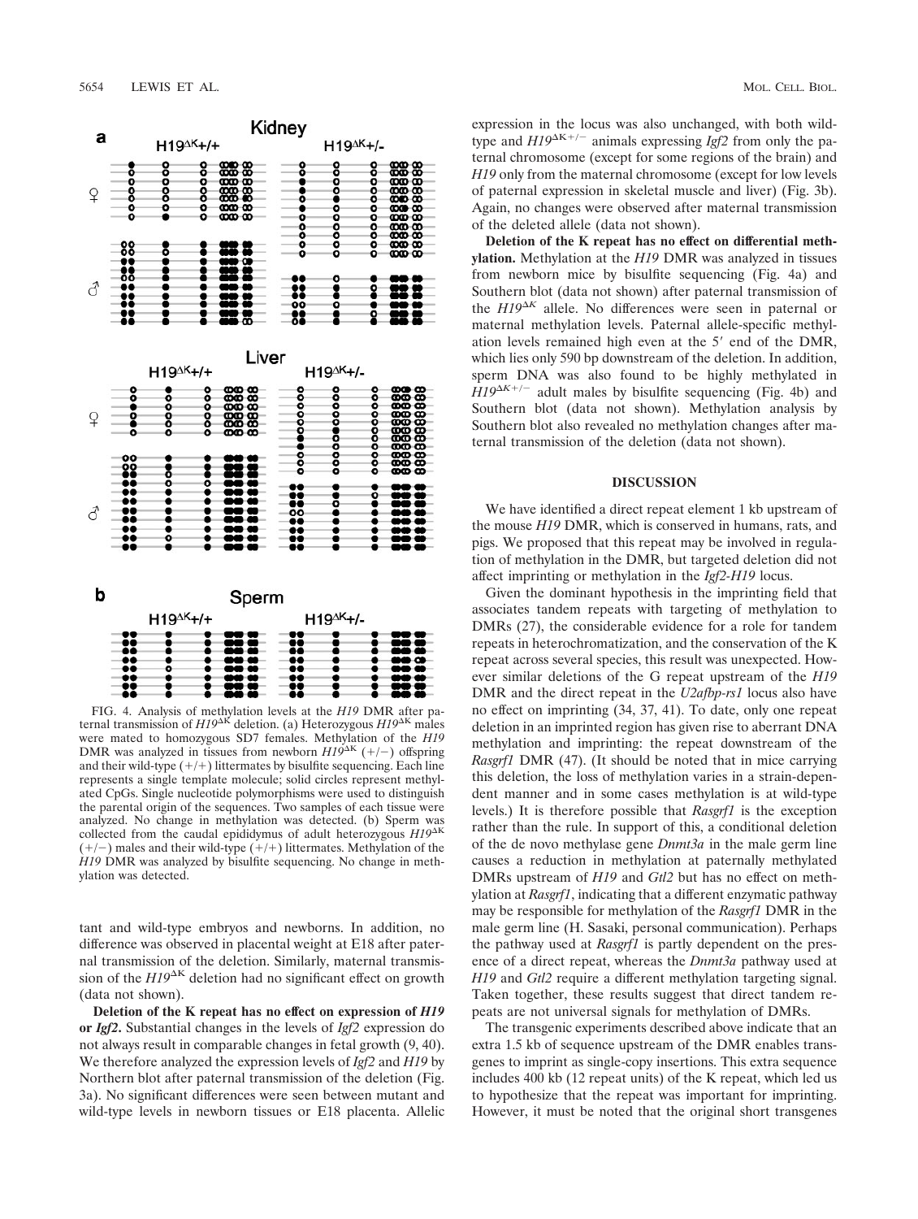FIG. 4. Analysis of methylation levels at the *H19* DMR after paternal transmission of $H19^{\Delta K}$ deletion. (a) Heterozygous $H19^{\Delta K}$ males were mated to homozygous SD7 females. Methylation of the *H19* DMR was analyzed in tissues from newborn $H19^{\Delta K}$ (+/−) offspring and their wild-type (+/+) littermates by bisulfite sequencing. Each line represents a single template molecule; solid circles represent methylated CpGs. Single nucleotide polymorphisms were used to distinguish the parental origin of the sequences. Two samples of each tissue were analyzed. No change in methylation was detected. (b) Sperm was collected from the caudal epididymus of adult heterozygous $H19^{\Delta K}$ (+/−) males and their wild-type (+/+) littermates. Methylation of the *H19* DMR was analyzed by bisulfite sequencing. No change in methylation was detected.

tant and wild-type embryos and newborns. In addition, no difference was observed in placental weight at E18 after paternal transmission of the deletion. Similarly, maternal transmission of the $H19^{\Delta K}$ deletion had no significant effect on growth (data not shown).

**Deletion of the K repeat has no effect on expression of *H19* or *Igf2*.** Substantial changes in the levels of *Igf2* expression do not always result in comparable changes in fetal growth (9, 40). We therefore analyzed the expression levels of *Igf2* and *H19* by Northern blot after paternal transmission of the deletion (Fig. 3a). No significant differences were seen between mutant and wild-type levels in newborn tissues or E18 placenta. Allelic expression in the locus was also unchanged, with both wild-type and $H19^{\Delta K+/-}$ animals expressing *Igf2* from only the paternal chromosome (except for some regions of the brain) and *H19* only from the maternal chromosome (except for low levels of paternal expression in skeletal muscle and liver) (Fig. 3b). Again, no changes were observed after maternal transmission of the deleted allele (data not shown).

**Deletion of the K repeat has no effect on differential methylation.** Methylation at the *H19* DMR was analyzed in tissues from newborn mice by bisulfite sequencing (Fig. 4a) and Southern blot (data not shown) after paternal transmission of the $H19^{\Delta K}$ allele. No differences were seen in paternal or maternal methylation levels. Paternal allele-specific methylation levels remained high even at the 5′ end of the DMR, which lies only 590 bp downstream of the deletion. In addition, sperm DNA was also found to be highly methylated in $H19^{\Delta K+/-}$ adult males by bisulfite sequencing (Fig. 4b) and Southern blot (data not shown). Methylation analysis by Southern blot also revealed no methylation changes after maternal transmission of the deletion (data not shown).

## DISCUSSION

We have identified a direct repeat element 1 kb upstream of the mouse *H19* DMR, which is conserved in humans, rats, and pigs. We proposed that this repeat may be involved in regulation of methylation in the DMR, but targeted deletion did not affect imprinting or methylation in the *Igf2-H19* locus.

Given the dominant hypothesis in the imprinting field that associates tandem repeats with targeting of methylation to DMRs (27), the considerable evidence for a role for tandem repeats in heterochromatization, and the conservation of the K repeat across several species, this result was unexpected. However similar deletions of the G repeat upstream of the *H19* DMR and the direct repeat in the *U2afbp-rs1* locus also have no effect on imprinting (34, 37, 41). To date, only one repeat deletion in an imprinted region has given rise to aberrant DNA methylation and imprinting: the repeat downstream of the *Rasgrf1* DMR (47). (It should be noted that in mice carrying this deletion, the loss of methylation varies in a strain-dependent manner and in some cases methylation is at wild-type levels.) It is therefore possible that *Rasgrf1* is the exception rather than the rule. In support of this, a conditional deletion of the de novo methylase gene *Dnmt3a* in the male germ line causes a reduction in methylation at paternally methylated DMRs upstream of *H19* and *Gtl2* but has no effect on methylation at *Rasgrf1*, indicating that a different enzymatic pathway may be responsible for methylation of the *Rasgrf1* DMR in the male germ line (H. Sasaki, personal communication). Perhaps the pathway used at *Rasgrf1* is partly dependent on the presence of a direct repeat, whereas the *Dnmt3a* pathway used at *H19* and *Gtl2* require a different methylation targeting signal. Taken together, these results suggest that direct tandem repeats are not universal signals for methylation of DMRs.

The transgenic experiments described above indicate that an extra 1.5 kb of sequence upstream of the DMR enables transgenes to imprint as single-copy insertions. This extra sequence includes 400 kb (12 repeat units) of the K repeat, which led us to hypothesize that the repeat was important for imprinting. However, it must be noted that the original short transgenes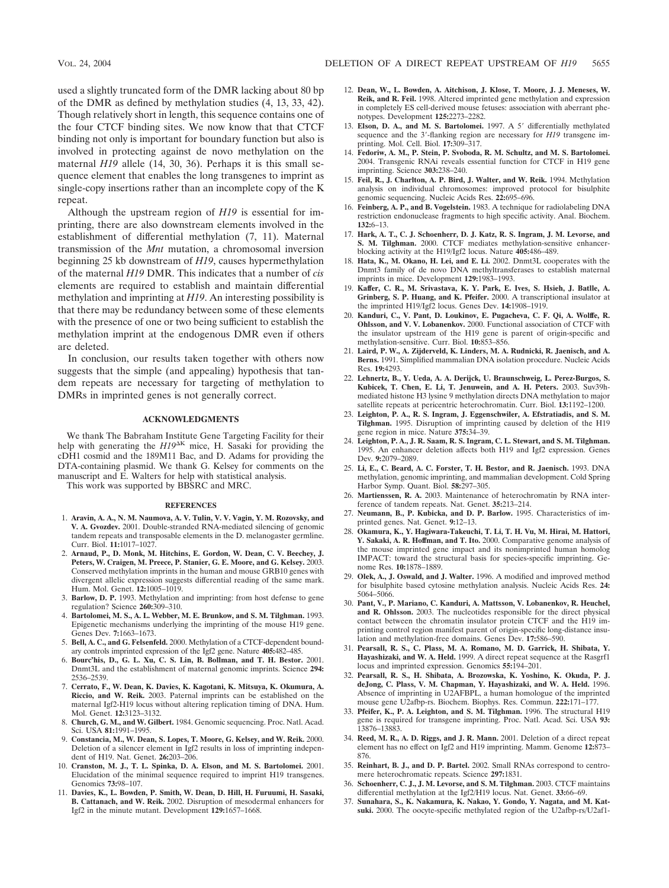used a slightly truncated form of the DMR lacking about 80 bp of the DMR as defined by methylation studies (4, 13, 33, 42). Though relatively short in length, this sequence contains one of the four CTCF binding sites. We now know that that CTCF binding not only is important for boundary function but also is involved in protecting against de novo methylation on the maternal *H19* allele (14, 30, 36). Perhaps it is this small sequence element that enables the long transgenes to imprint as single-copy insertions rather than an incomplete copy of the K repeat.

Although the upstream region of *H19* is essential for imprinting, there are also downstream elements involved in the establishment of differential methylation (7, 11). Maternal transmission of the *Mnt* mutation, a chromosomal inversion beginning 25 kb downstream of *H19*, causes hypermethylation of the maternal *H19* DMR. This indicates that a number of *cis* elements are required to establish and maintain differential methylation and imprinting at *H19*. An interesting possibility is that there may be redundancy between some of these elements with the presence of one or two being sufficient to establish the methylation imprint at the endogenous DMR even if others are deleted.

In conclusion, our results taken together with others now suggests that the simple (and appealing) hypothesis that tandem repeats are necessary for targeting of methylation to DMRs in imprinted genes is not generally correct.

## ACKNOWLEDGMENTS

We thank The Babraham Institute Gene Targeting Facility for their help with generating the $H19^{\Delta K}$ mice, H. Sasaki for providing the cDH1 cosmid and the 189M11 Bac, and D. Adams for providing the DTA-containing plasmid. We thank G. Kelsey for comments on the manuscript and E. Walters for help with statistical analysis.

This work was supported by BBSRC and MRC.

## REFERENCES

1. **Aravin, A. A., N. M. Naumova, A. V. Tulin, V. V. Vagin, Y. M. Rozovsky, and V. A. Gvozdev.** 2001. Double-stranded RNA-mediated silencing of genomic tandem repeats and transposable elements in the D. melanogaster germline. Curr. Biol. **11:**1017–1027.
2. **Arnaud, P., D. Monk, M. Hitchins, E. Gordon, W. Dean, C. V. Beechey, J. Peters, W. Craigen, M. Preece, P. Stanier, G. E. Moore, and G. Kelsey.** 2003. Conserved methylation imprints in the human and mouse GRB10 genes with divergent allelic expression suggests differential reading of the same mark. Hum. Mol. Genet. **12:**1005–1019.
3. **Barlow, D. P.** 1993. Methylation and imprinting: from host defense to gene regulation? Science **260:**309–310.
4. **Bartolomei, M. S., A. L. Webber, M. E. Brunkow, and S. M. Tilghman.** 1993. Epigenetic mechanisms underlying the imprinting of the mouse H19 gene. Genes Dev. **7:**1663–1673.
5. **Bell, A. C., and G. Felsenfeld.** 2000. Methylation of a CTCF-dependent boundary controls imprinted expression of the Igf2 gene. Nature **405:**482–485.
6. **Bourc'his, D., G. L. Xu, C. S. Lin, B. Bollman, and T. H. Bestor.** 2001. Dnmt3L and the establishment of maternal genomic imprints. Science **294:**2536–2539.
7. **Cerrato, F., W. Dean, K. Davies, K. Kagotani, K. Mitsuya, K. Okumura, A. Riccio, and W. Reik.** 2003. Paternal imprints can be established on the maternal Igf2-H19 locus without altering replication timing of DNA. Hum. Mol. Genet. **12:**3123–3132.
8. **Church, G. M., and W. Gilbert.** 1984. Genomic sequencing. Proc. Natl. Acad. Sci. USA **81:**1991–1995.
9. **Constancia, M., W. Dean, S. Lopes, T. Moore, G. Kelsey, and W. Reik.** 2000. Deletion of a silencer element in Igf2 results in loss of imprinting independent of H19. Nat. Genet. **26:**203–206.
10. **Cranston, M. J., T. L. Spinka, D. A. Elson, and M. S. Bartolomei.** 2001. Elucidation of the minimal sequence required to imprint H19 transgenes. Genomics **73:**98–107.
11. **Davies, K., L. Bowden, P. Smith, W. Dean, D. Hill, H. Furuumi, H. Sasaki, B. Cattanach, and W. Reik.** 2002. Disruption of mesodermal enhancers for Igf2 in the minute mutant. Development **129:**1657–1668.
12. **Dean, W., L. Bowden, A. Aitchison, J. Klose, T. Moore, J. J. Meneses, W. Reik, and R. Feil.** 1998. Altered imprinted gene methylation and expression in completely ES cell-derived mouse fetuses: association with aberrant phenotypes. Development **125:**2273–2282.
13. **Elson, D. A., and M. S. Bartolomei.** 1997. A 5′ differentially methylated sequence and the 3′-flanking region are necessary for *H19* transgene imprinting. Mol. Cell. Biol. **17:**309–317.
14. **Fedoriw, A. M., P. Stein, P. Svoboda, R. M. Schultz, and M. S. Bartolomei.** 2004. Transgenic RNAi reveals essential function for CTCF in H19 gene imprinting. Science **303:**238–240.
15. **Feil, R., J. Charlton, A. P. Bird, J. Walter, and W. Reik.** 1994. Methylation analysis on individual chromosomes: improved protocol for bisulphite genomic sequencing. Nucleic Acids Res. **22:**695–696.
16. **Feinberg, A. P., and B. Vogelstein.** 1983. A technique for radiolabeling DNA restriction endonuclease fragments to high specific activity. Anal. Biochem. **132:**6–13.
17. **Hark, A. T., C. J. Schoenherr, D. J. Katz, R. S. Ingram, J. M. Levorse, and S. M. Tilghman.** 2000. CTCF mediates methylation-sensitive enhancer-blocking activity at the H19/Igf2 locus. Nature **405:**486–489.
18. **Hata, K., M. Okano, H. Lei, and E. Li.** 2002. Dnmt3L cooperates with the Dnmt3 family of de novo DNA methyltransferases to establish maternal imprints in mice. Development **129:**1983–1993.
19. **Kaffer, C. R., M. Srivastava, K. Y. Park, E. Ives, S. Hsieh, J. Batlle, A. Grinberg, S. P. Huang, and K. Pfeifer.** 2000. A transcriptional insulator at the imprinted H19/Igf2 locus. Genes Dev. **14:**1908–1919.
20. **Kanduri, C., V. Pant, D. Loukinov, E. Pugacheva, C. F. Qi, A. Wolffe, R. Ohlsson, and V. V. Lobanenkov.** 2000. Functional association of CTCF with the insulator upstream of the H19 gene is parent of origin-specific and methylation-sensitive. Curr. Biol. **10:**853–856.
21. **Laird, P. W., A. Zijderveld, K. Linders, M. A. Rudnicki, R. Jaenisch, and A. Berns.** 1991. Simplified mammalian DNA isolation procedure. Nucleic Acids Res. **19:**4293.
22. **Lehnertz, B., Y. Ueda, A. A. Derijck, U. Braunschweig, L. Perez-Burgos, S. Kubicek, T. Chen, E. Li, T. Jenuwein, and A. H. Peters.** 2003. Suv39h-mediated histone H3 lysine 9 methylation directs DNA methylation to major satellite repeats at pericentric heterochromatin. Curr. Biol. **13:**1192–1200.
23. **Leighton, P. A., R. S. Ingram, J. Eggenschwiler, A. Efstratiadis, and S. M. Tilghman.** 1995. Disruption of imprinting caused by deletion of the H19 gene region in mice. Nature **375:**34–39.
24. **Leighton, P. A., J. R. Saam, R. S. Ingram, C. L. Stewart, and S. M. Tilghman.** 1995. An enhancer deletion affects both H19 and Igf2 expression. Genes Dev. **9:**2079–2089.
25. **Li, E., C. Beard, A. C. Forster, T. H. Bestor, and R. Jaenisch.** 1993. DNA methylation, genomic imprinting, and mammalian development. Cold Spring Harbor Symp. Quant. Biol. **58:**297–305.
26. **Martienssen, R. A.** 2003. Maintenance of heterochromatin by RNA interference of tandem repeats. Nat. Genet. **35:**213–214.
27. **Neumann, B., P. Kubicka, and D. P. Barlow.** 1995. Characteristics of imprinted genes. Nat. Genet. **9:**12–13.
28. **Okamura, K., Y. Hagiwara-Takeuchi, T. Li, T. H. Vu, M. Hirai, M. Hattori, Y. Sakaki, A. R. Hoffman, and T. Ito.** 2000. Comparative genome analysis of the mouse imprinted gene impact and its nonimprinted human homolog IMPACT: toward the structural basis for species-specific imprinting. Genome Res. **10:**1878–1889.
29. **Olek, A., J. Oswald, and J. Walter.** 1996. A modified and improved method for bisulphite based cytosine methylation analysis. Nucleic Acids Res. **24:**5064–5066.
30. **Pant, V., P. Mariano, C. Kanduri, A. Mattsson, V. Lobanenkov, R. Heuchel, and R. Ohlsson.** 2003. The nucleotides responsible for the direct physical contact between the chromatin insulator protein CTCF and the H19 imprinting control region manifest parent of origin-specific long-distance insulation and methylation-free domains. Genes Dev. **17:**586–590.
31. **Pearsall, R. S., C. Plass, M. A. Romano, M. D. Garrick, H. Shibata, Y. Hayashizaki, and W. A. Held.** 1999. A direct repeat sequence at the Rasgrf1 locus and imprinted expression. Genomics **55:**194–201.
32. **Pearsall, R. S., H. Shibata, A. Brozowska, K. Yoshino, K. Okuda, P. J. deJong, C. Plass, V. M. Chapman, Y. Hayashizaki, and W. A. Held.** 1996. Absence of imprinting in U2AFBPL, a human homologue of the imprinted mouse gene U2afbp-rs. Biochem. Biophys. Res. Commun. **222:**171–177.
33. **Pfeifer, K., P. A. Leighton, and S. M. Tilghman.** 1996. The structural H19 gene is required for transgene imprinting. Proc. Natl. Acad. Sci. USA **93:**13876–13883.
34. **Reed, M. R., A. D. Riggs, and J. R. Mann.** 2001. Deletion of a direct repeat element has no effect on Igf2 and H19 imprinting. Mamm. Genome **12:**873–876.
35. **Reinhart, B. J., and D. P. Bartel.** 2002. Small RNAs correspond to centromere heterochromatic repeats. Science **297:**1831.
36. **Schoenherr, C. J., J. M. Levorse, and S. M. Tilghman.** 2003. CTCF maintains differential methylation at the Igf2/H19 locus. Nat. Genet. **33:**66–69.
37. **Sunahara, S., K. Nakamura, K. Nakao, Y. Gondo, Y. Nagata, and M. Katsuki.** 2000. The oocyte-specific methylated region of the U2afbp-rs/U2af1-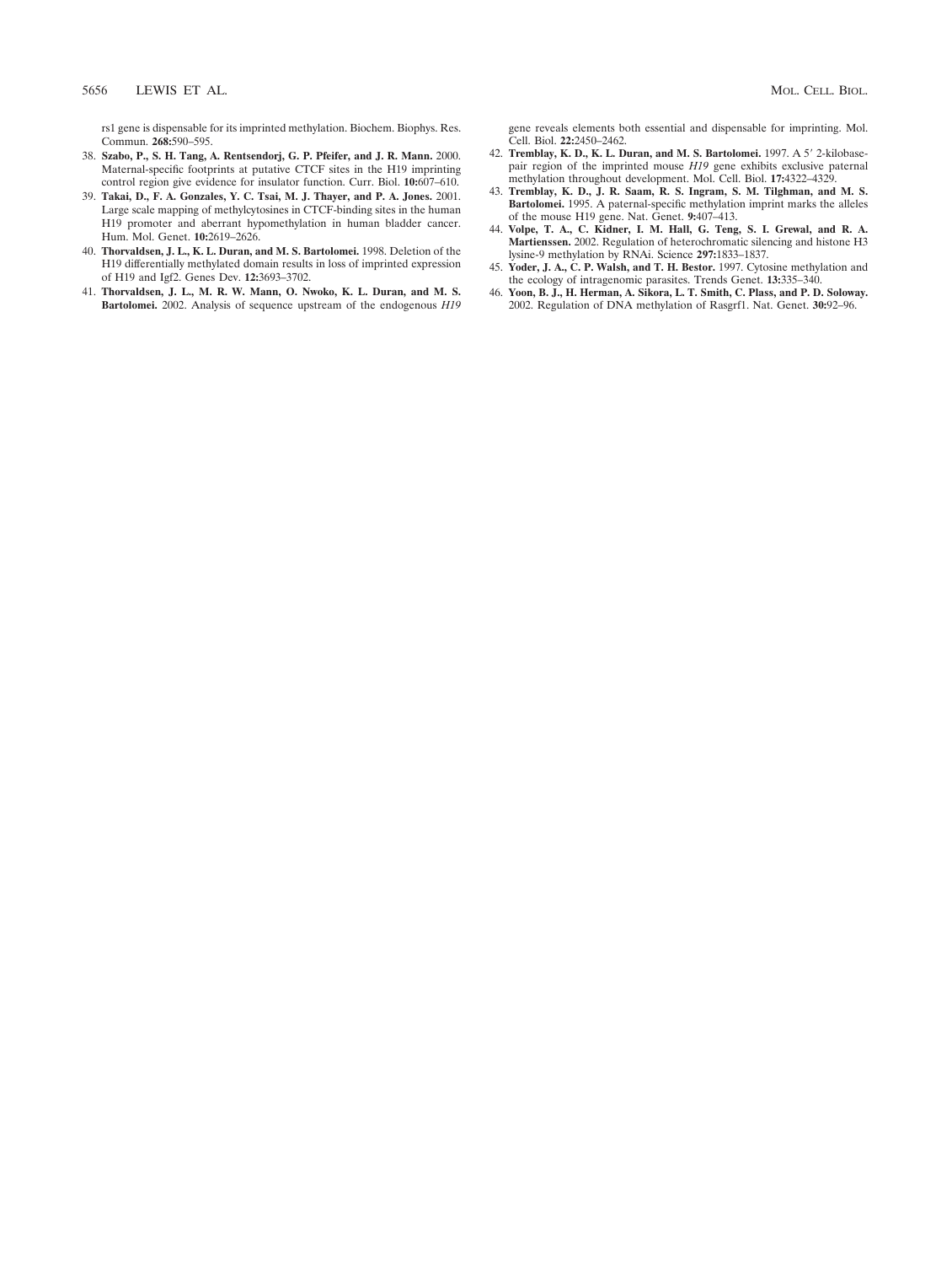rs1 gene is dispensable for its imprinted methylation. Biochem. Biophys. Res. Commun. **268:**590–595.

38. **Szabo, P., S. H. Tang, A. Rentsendorj, G. P. Pfeifer, and J. R. Mann.** 2000. Maternal-specific footprints at putative CTCF sites in the H19 imprinting control region give evidence for insulator function. Curr. Biol. **10:**607–610.
39. **Takai, D., F. A. Gonzales, Y. C. Tsai, M. J. Thayer, and P. A. Jones.** 2001. Large scale mapping of methylcytosines in CTCF-binding sites in the human H19 promoter and aberrant hypomethylation in human bladder cancer. Hum. Mol. Genet. **10:**2619–2626.
40. **Thorvaldsen, J. L., K. L. Duran, and M. S. Bartolomei.** 1998. Deletion of the H19 differentially methylated domain results in loss of imprinted expression of H19 and Igf2. Genes Dev. **12:**3693–3702.
41. **Thorvaldsen, J. L., M. R. W. Mann, O. Nwoko, K. L. Duran, and M. S. Bartolomei.** 2002. Analysis of sequence upstream of the endogenous *H19* gene reveals elements both essential and dispensable for imprinting. Mol. Cell. Biol. **22:**2450–2462.
42. **Tremblay, K. D., K. L. Duran, and M. S. Bartolomei.** 1997. A 5′ 2-kilobase-pair region of the imprinted mouse *H19* gene exhibits exclusive paternal methylation throughout development. Mol. Cell. Biol. **17:**4322–4329.
43. **Tremblay, K. D., J. R. Saam, R. S. Ingram, S. M. Tilghman, and M. S. Bartolomei.** 1995. A paternal-specific methylation imprint marks the alleles of the mouse H19 gene. Nat. Genet. **9:**407–413.
44. **Volpe, T. A., C. Kidner, I. M. Hall, G. Teng, S. I. Grewal, and R. A. Martienssen.** 2002. Regulation of heterochromatic silencing and histone H3 lysine-9 methylation by RNAi. Science **297:**1833–1837.
45. **Yoder, J. A., C. P. Walsh, and T. H. Bestor.** 1997. Cytosine methylation and the ecology of intragenomic parasites. Trends Genet. **13:**335–340.
46. **Yoon, B. J., H. Herman, A. Sikora, L. T. Smith, C. Plass, and P. D. Soloway.** 2002. Regulation of DNA methylation of Rasgrf1. Nat. Genet. **30:**92–96.